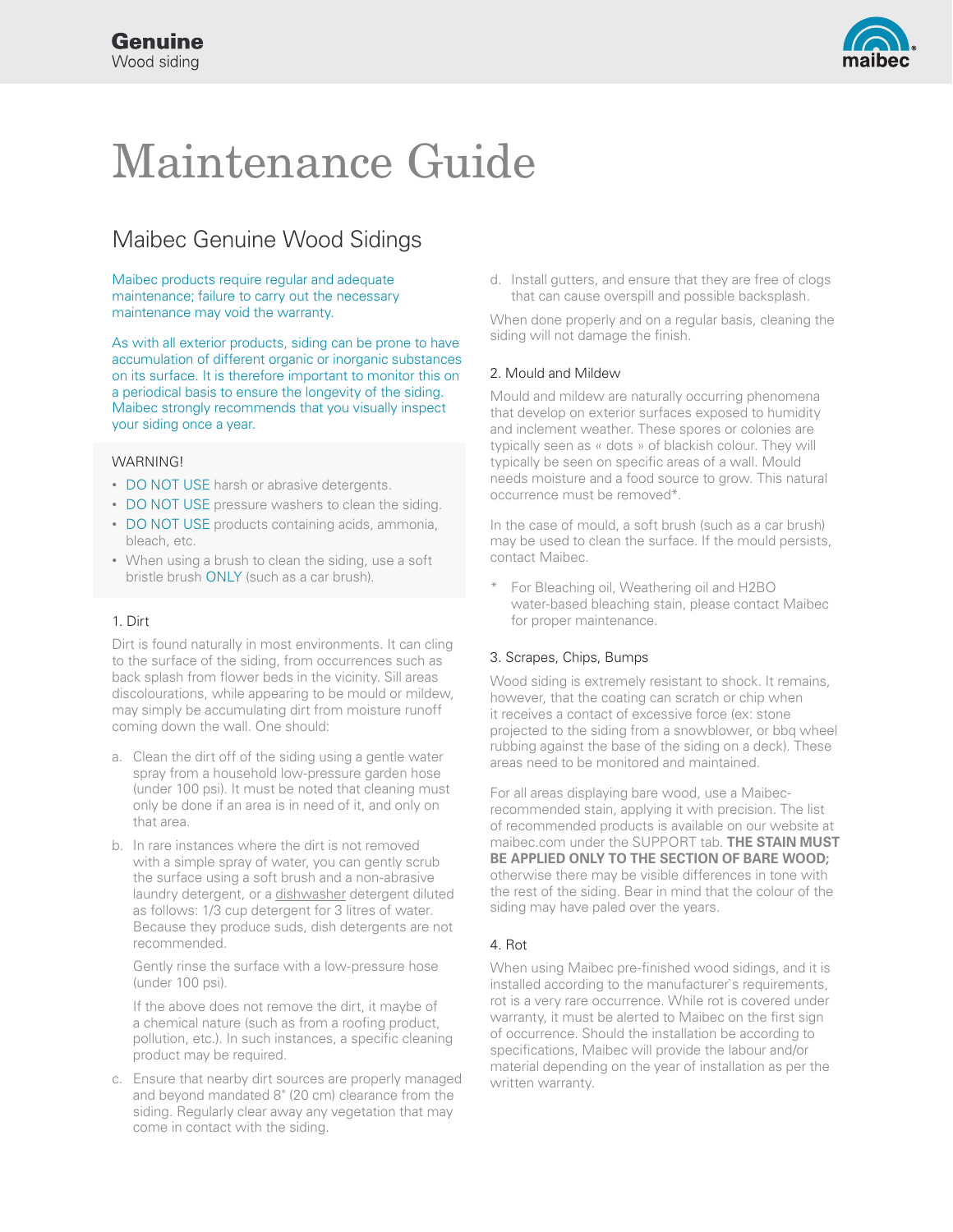# Maintenance Guide

## Maibec Genuine Wood Sidings

Maibec products require regular and adequate maintenance; failure to carry out the necessary maintenance may void the warranty.

As with all exterior products, siding can be prone to have accumulation of different organic or inorganic substances on its surface. It is therefore important to monitor this on a periodical basis to ensure the longevity of the siding. Maibec strongly recommends that you visually inspect your siding once a year.

WARNING!

- DO NOT USE harsh or abrasive detergents.
- DO NOT USE pressure washers to clean the siding.
- DO NOT USE products containing acids, ammonia, bleach, etc.
- When using a brush to clean the siding, use a soft bristle brush ONLY (such as a car brush).

### 1. Dirt

Dirt is found naturally in most environments. It can cling to the surface of the siding, from occurrences such as back splash from flower beds in the vicinity. Sill areas discolourations, while appearing to be mould or mildew, may simply be accumulating dirt from moisture runoff coming down the wall. One should:

a. Clean the dirt off of the siding using a gentle water spray from a household low-pressure garden hose (under 100 psi). It must be noted that cleaning must only be done if an area is in need of it, and only on that area.

b. In rare instances where the dirt is not removed with a simple spray of water, you can gently scrub the surface using a soft brush and a non-abrasive laundry detergent, or a dishwasher detergent diluted as follows: 1/3 cup detergent for 3 litres of water. Because they produce suds, dish detergents are not recommended.

   Gently rinse the surface with a low-pressure hose (under 100 psi).

   If the above does not remove the dirt, it maybe of a chemical nature (such as from a roofing product, pollution, etc.). In such instances, a specific cleaning product may be required.

c. Ensure that nearby dirt sources are properly managed and beyond mandated 8" (20 cm) clearance from the siding. Regularly clear away any vegetation that may come in contact with the siding.

d. Install gutters, and ensure that they are free of clogs that can cause overspill and possible backsplash.

When done properly and on a regular basis, cleaning the siding will not damage the finish.

### 2. Mould and Mildew

Mould and mildew are naturally occurring phenomena that develop on exterior surfaces exposed to humidity and inclement weather. These spores or colonies are typically seen as « dots » of blackish colour. They will typically be seen on specific areas of a wall. Mould needs moisture and a food source to grow. This natural occurrence must be removed*.

In the case of mould, a soft brush (such as a car brush) may be used to clean the surface. If the mould persists, contact Maibec.

\* For Bleaching oil, Weathering oil and H2BO water-based bleaching stain, please contact Maibec for proper maintenance.

### 3. Scrapes, Chips, Bumps

Wood siding is extremely resistant to shock. It remains, however, that the coating can scratch or chip when it receives a contact of excessive force (ex: stone projected to the siding from a snowblower, or bbq wheel rubbing against the base of the siding on a deck). These areas need to be monitored and maintained.

For all areas displaying bare wood, use a Maibec-recommended stain, applying it with precision. The list of recommended products is available on our website at maibec.com under the SUPPORT tab. **THE STAIN MUST BE APPLIED ONLY TO THE SECTION OF BARE WOOD;** otherwise there may be visible differences in tone with the rest of the siding. Bear in mind that the colour of the siding may have paled over the years.

### 4. Rot

When using Maibec pre-finished wood sidings, and it is installed according to the manufacturer`s requirements, rot is a very rare occurrence. While rot is covered under warranty, it must be alerted to Maibec on the first sign of occurrence. Should the installation be according to specifications, Maibec will provide the labour and/or material depending on the year of installation as per the written warranty.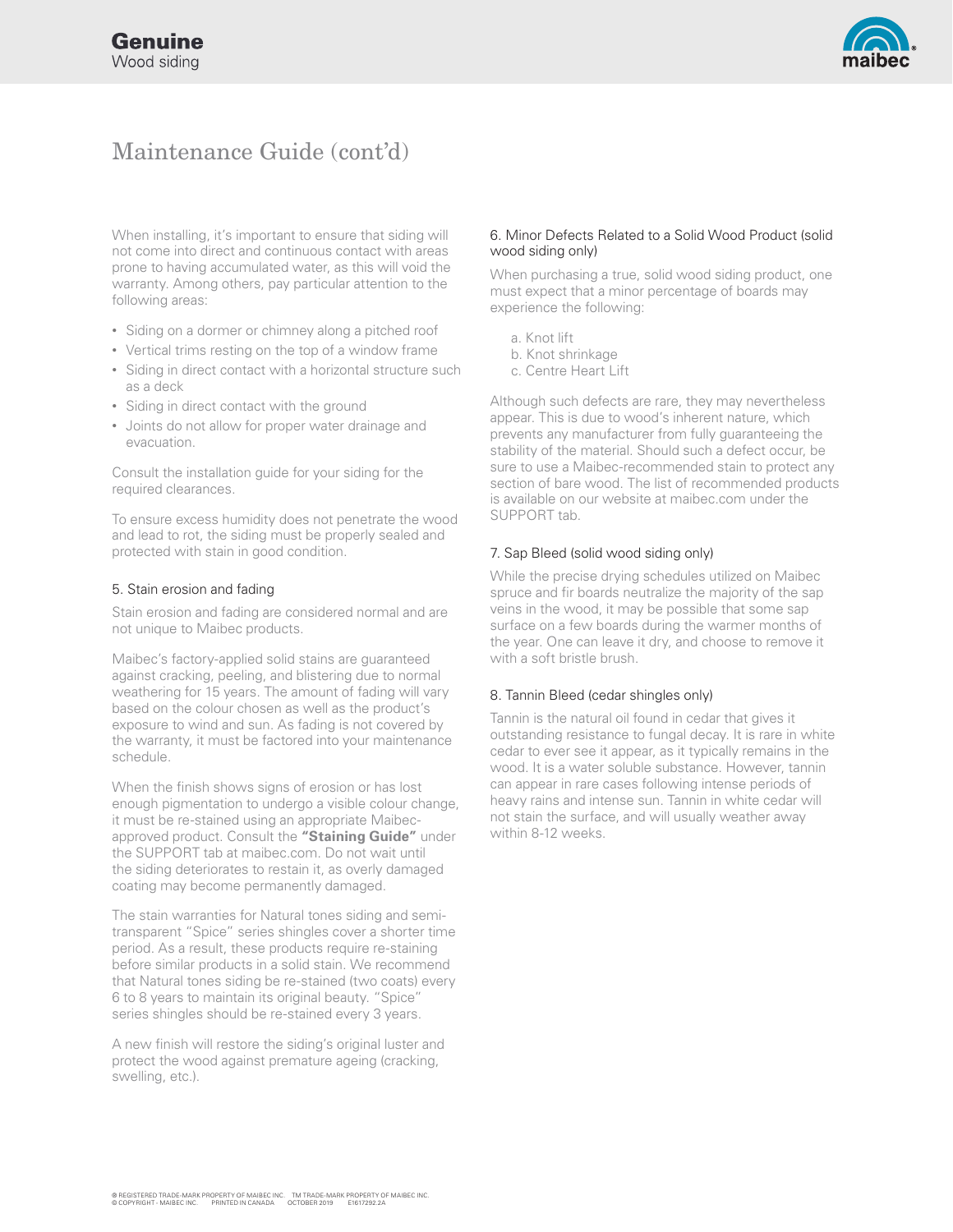# Maintenance Guide (cont'd)

When installing, it's important to ensure that siding will not come into direct and continuous contact with areas prone to having accumulated water, as this will void the warranty. Among others, pay particular attention to the following areas:

- Siding on a dormer or chimney along a pitched roof
- Vertical trims resting on the top of a window frame
- Siding in direct contact with a horizontal structure such as a deck
- Siding in direct contact with the ground
- Joints do not allow for proper water drainage and evacuation.

Consult the installation guide for your siding for the required clearances.

To ensure excess humidity does not penetrate the wood and lead to rot, the siding must be properly sealed and protected with stain in good condition.

### 5. Stain erosion and fading

Stain erosion and fading are considered normal and are not unique to Maibec products.

Maibec's factory-applied solid stains are guaranteed against cracking, peeling, and blistering due to normal weathering for 15 years. The amount of fading will vary based on the colour chosen as well as the product's exposure to wind and sun. As fading is not covered by the warranty, it must be factored into your maintenance schedule.

When the finish shows signs of erosion or has lost enough pigmentation to undergo a visible colour change, it must be re-stained using an appropriate Maibec-approved product. Consult the **"Staining Guide"** under the SUPPORT tab at maibec.com. Do not wait until the siding deteriorates to restain it, as overly damaged coating may become permanently damaged.

The stain warranties for Natural tones siding and semi-transparent "Spice" series shingles cover a shorter time period. As a result, these products require re-staining before similar products in a solid stain. We recommend that Natural tones siding be re-stained (two coats) every 6 to 8 years to maintain its original beauty. "Spice" series shingles should be re-stained every 3 years.

A new finish will restore the siding's original luster and protect the wood against premature ageing (cracking, swelling, etc.).

### 6. Minor Defects Related to a Solid Wood Product (solid wood siding only)

When purchasing a true, solid wood siding product, one must expect that a minor percentage of boards may experience the following:

a. Knot lift
b. Knot shrinkage
c. Centre Heart Lift

Although such defects are rare, they may nevertheless appear. This is due to wood's inherent nature, which prevents any manufacturer from fully guaranteeing the stability of the material. Should such a defect occur, be sure to use a Maibec-recommended stain to protect any section of bare wood. The list of recommended products is available on our website at maibec.com under the SUPPORT tab.

### 7. Sap Bleed (solid wood siding only)

While the precise drying schedules utilized on Maibec spruce and fir boards neutralize the majority of the sap veins in the wood, it may be possible that some sap surface on a few boards during the warmer months of the year. One can leave it dry, and choose to remove it with a soft bristle brush.

### 8. Tannin Bleed (cedar shingles only)

Tannin is the natural oil found in cedar that gives it outstanding resistance to fungal decay. It is rare in white cedar to ever see it appear, as it typically remains in the wood. It is a water soluble substance. However, tannin can appear in rare cases following intense periods of heavy rains and intense sun. Tannin in white cedar will not stain the surface, and will usually weather away within 8-12 weeks.

® REGISTERED TRADE-MARK PROPERTY OF MAIBEC INC. TM TRADE-MARK PROPERTY OF MAIBEC INC.
© COPYRIGHT - MAIBEC INC. PRINTED IN CANADA OCTOBER 2019 E1617292.2A